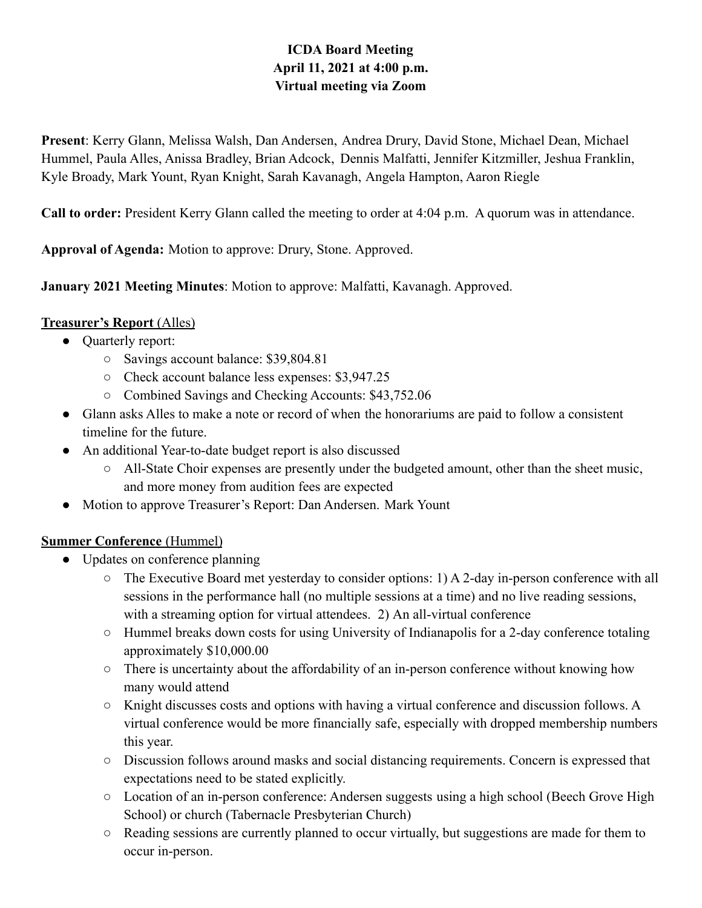**ICDA Board Meeting**
**April 11, 2021 at 4:00 p.m.**
**Virtual meeting via Zoom**

**Present**: Kerry Glann, Melissa Walsh, Dan Andersen, Andrea Drury, David Stone, Michael Dean, Michael Hummel, Paula Alles, Anissa Bradley, Brian Adcock, Dennis Malfatti, Jennifer Kitzmiller, Jeshua Franklin, Kyle Broady, Mark Yount, Ryan Knight, Sarah Kavanagh, Angela Hampton, Aaron Riegle

**Call to order:** President Kerry Glann called the meeting to order at 4:04 p.m. A quorum was in attendance.

**Approval of Agenda:** Motion to approve: Drury, Stone. Approved.

**January 2021 Meeting Minutes**: Motion to approve: Malfatti, Kavanagh. Approved.

**Treasurer's Report** (Alles)

- Quarterly report:
  - Savings account balance: $39,804.81
  - Check account balance less expenses: $3,947.25
  - Combined Savings and Checking Accounts: $43,752.06
- Glann asks Alles to make a note or record of when the honorariums are paid to follow a consistent timeline for the future.
- An additional Year-to-date budget report is also discussed
  - All-State Choir expenses are presently under the budgeted amount, other than the sheet music, and more money from audition fees are expected
- Motion to approve Treasurer's Report: Dan Andersen. Mark Yount

**Summer Conference** (Hummel)

- Updates on conference planning
  - The Executive Board met yesterday to consider options: 1) A 2-day in-person conference with all sessions in the performance hall (no multiple sessions at a time) and no live reading sessions, with a streaming option for virtual attendees. 2) An all-virtual conference
  - Hummel breaks down costs for using University of Indianapolis for a 2-day conference totaling approximately $10,000.00
  - There is uncertainty about the affordability of an in-person conference without knowing how many would attend
  - Knight discusses costs and options with having a virtual conference and discussion follows. A virtual conference would be more financially safe, especially with dropped membership numbers this year.
  - Discussion follows around masks and social distancing requirements. Concern is expressed that expectations need to be stated explicitly.
  - Location of an in-person conference: Andersen suggests using a high school (Beech Grove High School) or church (Tabernacle Presbyterian Church)
  - Reading sessions are currently planned to occur virtually, but suggestions are made for them to occur in-person.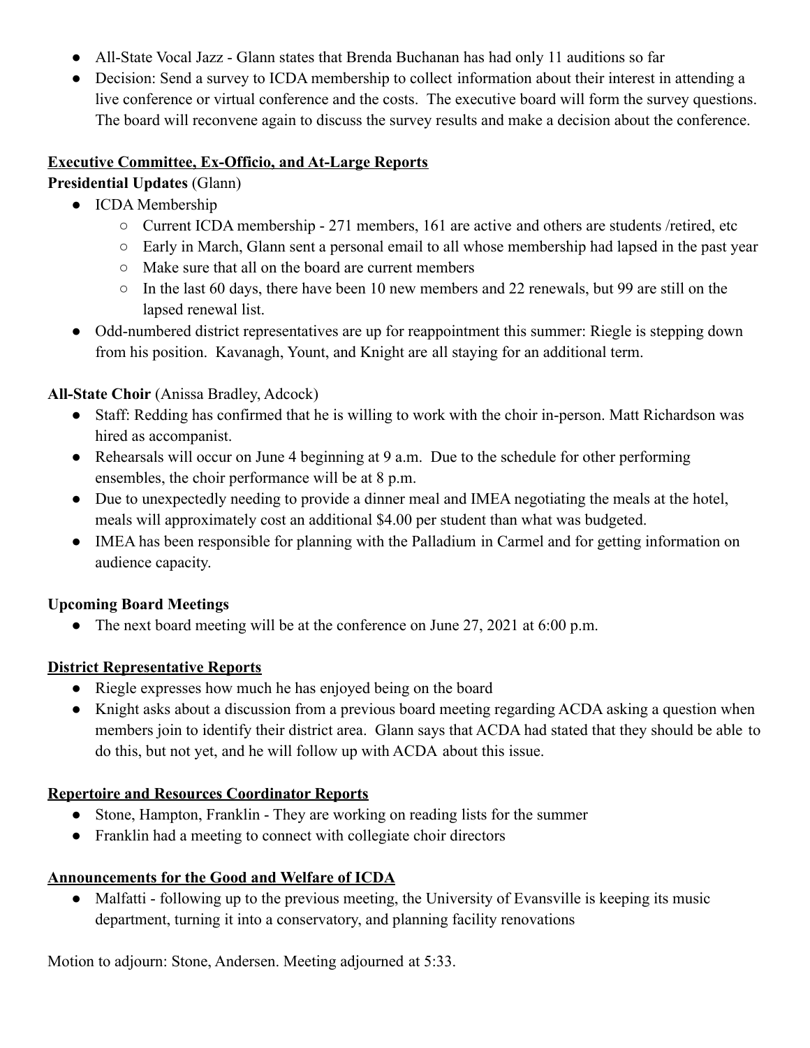- All-State Vocal Jazz - Glann states that Brenda Buchanan has had only 11 auditions so far
- Decision: Send a survey to ICDA membership to collect information about their interest in attending a live conference or virtual conference and the costs. The executive board will form the survey questions. The board will reconvene again to discuss the survey results and make a decision about the conference.

**Executive Committee, Ex-Officio, and At-Large Reports**

**Presidential Updates** (Glann)

- ICDA Membership
  - Current ICDA membership - 271 members, 161 are active and others are students /retired, etc
  - Early in March, Glann sent a personal email to all whose membership had lapsed in the past year
  - Make sure that all on the board are current members
  - In the last 60 days, there have been 10 new members and 22 renewals, but 99 are still on the lapsed renewal list.
- Odd-numbered district representatives are up for reappointment this summer: Riegle is stepping down from his position. Kavanagh, Yount, and Knight are all staying for an additional term.

**All-State Choir** (Anissa Bradley, Adcock)

- Staff: Redding has confirmed that he is willing to work with the choir in-person. Matt Richardson was hired as accompanist.
- Rehearsals will occur on June 4 beginning at 9 a.m. Due to the schedule for other performing ensembles, the choir performance will be at 8 p.m.
- Due to unexpectedly needing to provide a dinner meal and IMEA negotiating the meals at the hotel, meals will approximately cost an additional $4.00 per student than what was budgeted.
- IMEA has been responsible for planning with the Palladium in Carmel and for getting information on audience capacity.

**Upcoming Board Meetings**

- The next board meeting will be at the conference on June 27, 2021 at 6:00 p.m.

**District Representative Reports**

- Riegle expresses how much he has enjoyed being on the board
- Knight asks about a discussion from a previous board meeting regarding ACDA asking a question when members join to identify their district area. Glann says that ACDA had stated that they should be able to do this, but not yet, and he will follow up with ACDA about this issue.

**Repertoire and Resources Coordinator Reports**

- Stone, Hampton, Franklin - They are working on reading lists for the summer
- Franklin had a meeting to connect with collegiate choir directors

**Announcements for the Good and Welfare of ICDA**

- Malfatti - following up to the previous meeting, the University of Evansville is keeping its music department, turning it into a conservatory, and planning facility renovations

Motion to adjourn: Stone, Andersen. Meeting adjourned at 5:33.